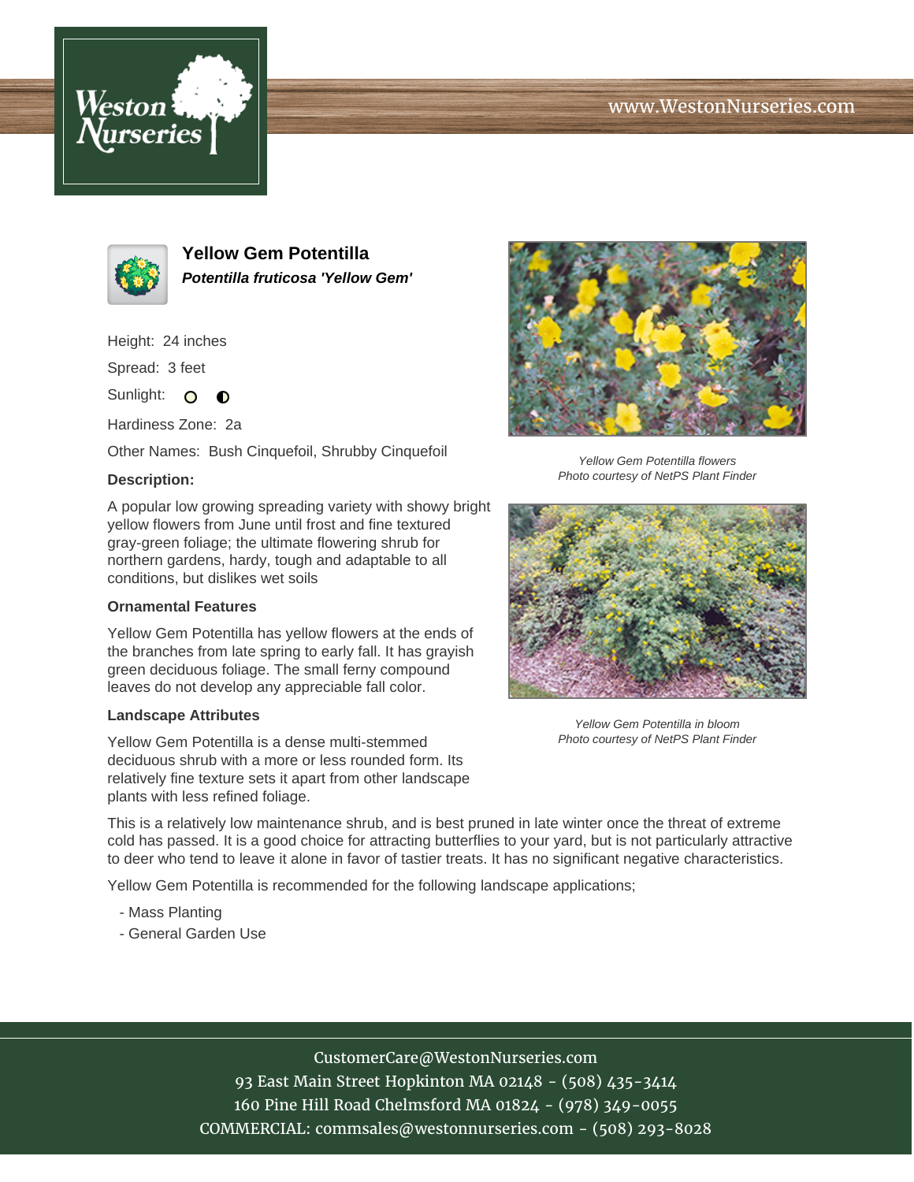# Yellow Gem Potentilla

***Potentilla fruticosa 'Yellow Gem'***

Height: 24 inches

Spread: 3 feet

Sunlight:

Hardiness Zone: 2a

Other Names: Bush Cinquefoil, Shrubby Cinquefoil

### Description:

A popular low growing spreading variety with showy bright yellow flowers from June until frost and fine textured gray-green foliage; the ultimate flowering shrub for northern gardens, hardy, tough and adaptable to all conditions, but dislikes wet soils

### Ornamental Features

Yellow Gem Potentilla has yellow flowers at the ends of the branches from late spring to early fall. It has grayish green deciduous foliage. The small ferny compound leaves do not develop any appreciable fall color.

### Landscape Attributes

Yellow Gem Potentilla is a dense multi-stemmed deciduous shrub with a more or less rounded form. Its relatively fine texture sets it apart from other landscape plants with less refined foliage.

This is a relatively low maintenance shrub, and is best pruned in late winter once the threat of extreme cold has passed. It is a good choice for attracting butterflies to your yard, but is not particularly attractive to deer who tend to leave it alone in favor of tastier treats. It has no significant negative characteristics.

Yellow Gem Potentilla is recommended for the following landscape applications;

- Mass Planting
- General Garden Use

*Yellow Gem Potentilla flowers*
*Photo courtesy of NetPS Plant Finder*

*Yellow Gem Potentilla in bloom*
*Photo courtesy of NetPS Plant Finder*

CustomerCare@WestonNurseries.com
93 East Main Street Hopkinton MA 02148 - (508) 435-3414
160 Pine Hill Road Chelmsford MA 01824 - (978) 349-0055
COMMERCIAL: commsales@westonnurseries.com - (508) 293-8028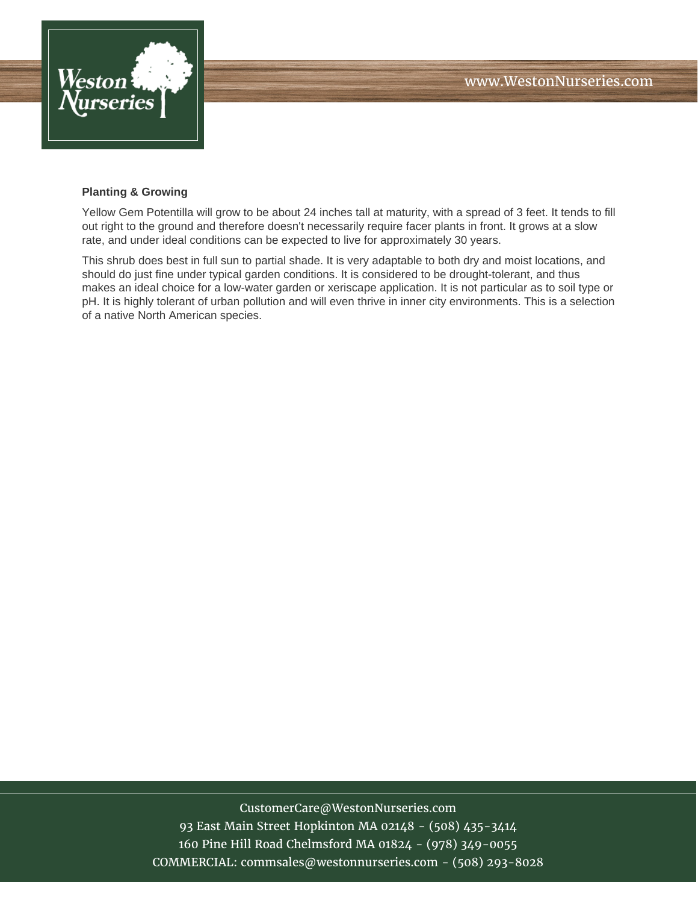### Planting & Growing

Yellow Gem Potentilla will grow to be about 24 inches tall at maturity, with a spread of 3 feet. It tends to fill out right to the ground and therefore doesn't necessarily require facer plants in front. It grows at a slow rate, and under ideal conditions can be expected to live for approximately 30 years.

This shrub does best in full sun to partial shade. It is very adaptable to both dry and moist locations, and should do just fine under typical garden conditions. It is considered to be drought-tolerant, and thus makes an ideal choice for a low-water garden or xeriscape application. It is not particular as to soil type or pH. It is highly tolerant of urban pollution and will even thrive in inner city environments. This is a selection of a native North American species.